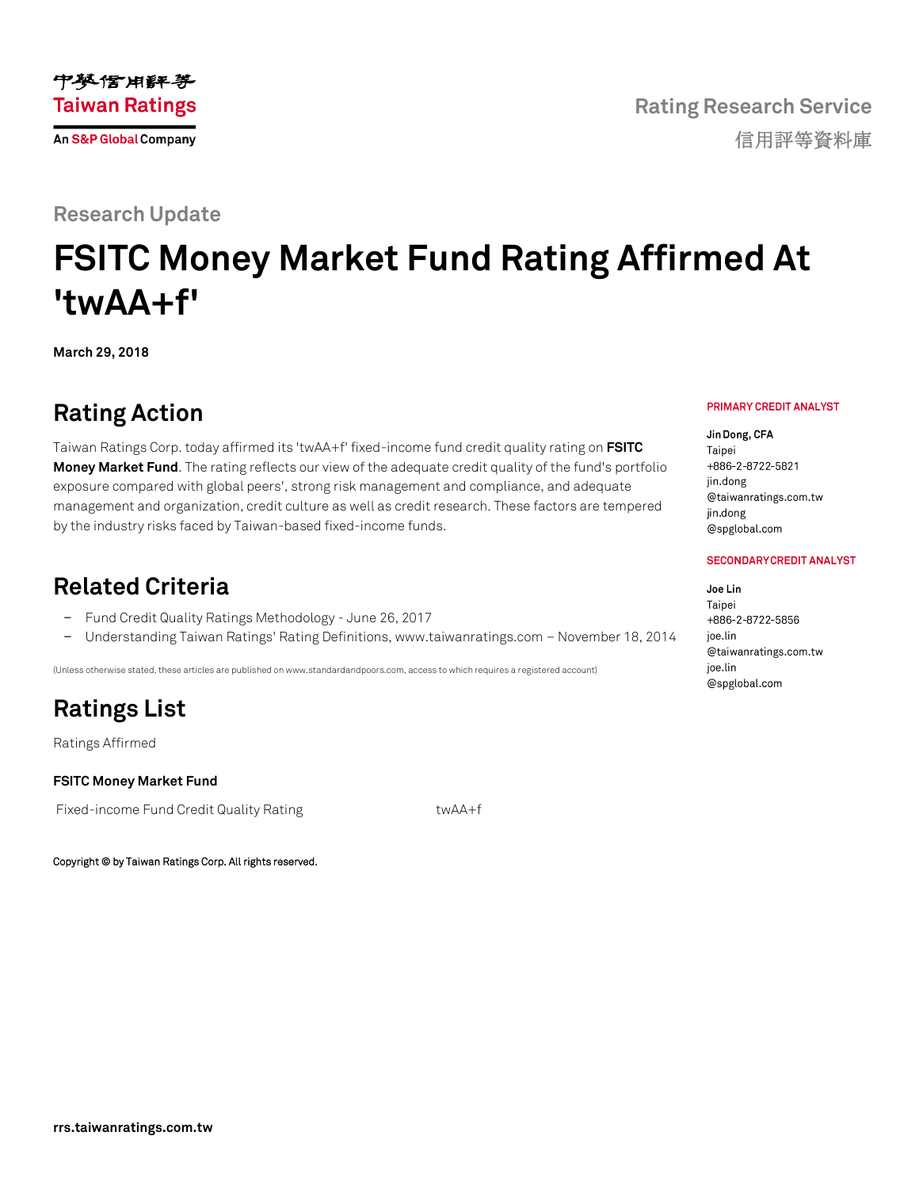中華信用評等
Taiwan Ratings
An S&P Global Company

Rating Research Service
信用評等資料庫

Research Update

# FSITC Money Market Fund Rating Affirmed At 'twAA+f'

**March 29, 2018**

## Rating Action

Taiwan Ratings Corp. today affirmed its 'twAA+f' fixed-income fund credit quality rating on **FSITC Money Market Fund**. The rating reflects our view of the adequate credit quality of the fund's portfolio exposure compared with global peers', strong risk management and compliance, and adequate management and organization, credit culture as well as credit research. These factors are tempered by the industry risks faced by Taiwan-based fixed-income funds.

PRIMARY CREDIT ANALYST

**Jin Dong, CFA**
Taipei
+886-2-8722-5821
jin.dong@taiwanratings.com.tw
jin.dong@spglobal.com

SECONDARY CREDIT ANALYST

**Joe Lin**
Taipei
+886-2-8722-5856
joe.lin@taiwanratings.com.tw
joe.lin@spglobal.com

## Related Criteria

- Fund Credit Quality Ratings Methodology - June 26, 2017
- Understanding Taiwan Ratings' Rating Definitions, www.taiwanratings.com – November 18, 2014

(Unless otherwise stated, these articles are published on www.standardandpoors.com, access to which requires a registered account)

## Ratings List

Ratings Affirmed

**FSITC Money Market Fund**

| | |
|---|---|
| Fixed-income Fund Credit Quality Rating | twAA+f |

Copyright © by Taiwan Ratings Corp. All rights reserved.

rrs.taiwanratings.com.tw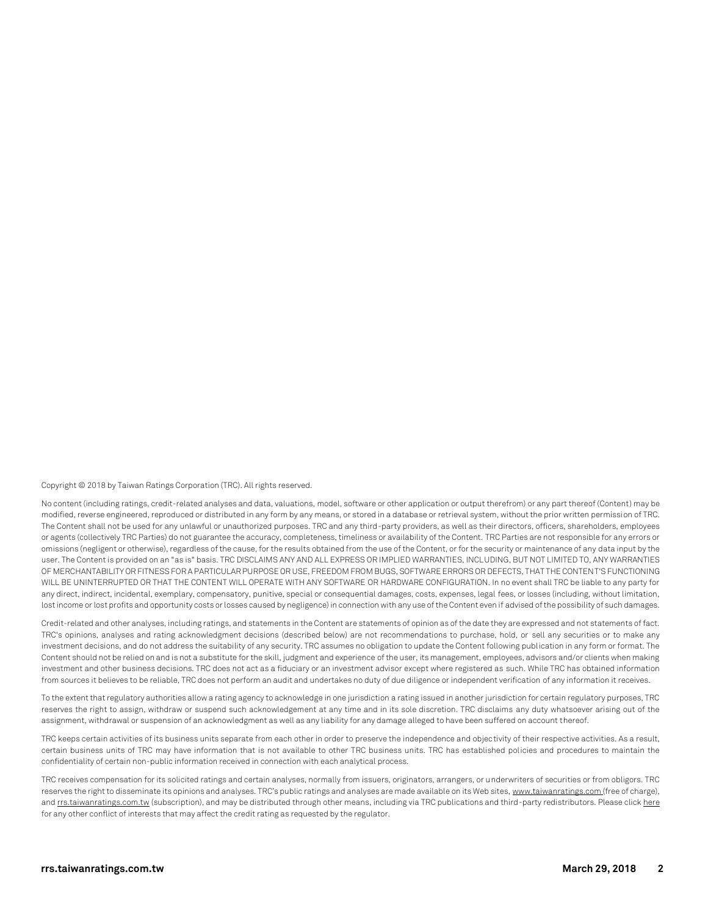Copyright © 2018 by Taiwan Ratings Corporation (TRC). All rights reserved.

No content (including ratings, credit-related analyses and data, valuations, model, software or other application or output therefrom) or any part thereof (Content) may be modified, reverse engineered, reproduced or distributed in any form by any means, or stored in a database or retrieval system, without the prior written permission of TRC. The Content shall not be used for any unlawful or unauthorized purposes. TRC and any third-party providers, as well as their directors, officers, shareholders, employees or agents (collectively TRC Parties) do not guarantee the accuracy, completeness, timeliness or availability of the Content. TRC Parties are not responsible for any errors or omissions (negligent or otherwise), regardless of the cause, for the results obtained from the use of the Content, or for the security or maintenance of any data input by the user. The Content is provided on an "as is" basis. TRC DISCLAIMS ANY AND ALL EXPRESS OR IMPLIED WARRANTIES, INCLUDING, BUT NOT LIMITED TO, ANY WARRANTIES OF MERCHANTABILITY OR FITNESS FOR A PARTICULAR PURPOSE OR USE, FREEDOM FROM BUGS, SOFTWARE ERRORS OR DEFECTS, THAT THE CONTENT'S FUNCTIONING WILL BE UNINTERRUPTED OR THAT THE CONTENT WILL OPERATE WITH ANY SOFTWARE OR HARDWARE CONFIGURATION. In no event shall TRC be liable to any party for any direct, indirect, incidental, exemplary, compensatory, punitive, special or consequential damages, costs, expenses, legal fees, or losses (including, without limitation, lost income or lost profits and opportunity costs or losses caused by negligence) in connection with any use of the Content even if advised of the possibility of such damages.

Credit-related and other analyses, including ratings, and statements in the Content are statements of opinion as of the date they are expressed and not statements of fact. TRC's opinions, analyses and rating acknowledgment decisions (described below) are not recommendations to purchase, hold, or sell any securities or to make any investment decisions, and do not address the suitability of any security. TRC assumes no obligation to update the Content following publication in any form or format. The Content should not be relied on and is not a substitute for the skill, judgment and experience of the user, its management, employees, advisors and/or clients when making investment and other business decisions. TRC does not act as a fiduciary or an investment advisor except where registered as such. While TRC has obtained information from sources it believes to be reliable, TRC does not perform an audit and undertakes no duty of due diligence or independent verification of any information it receives.

To the extent that regulatory authorities allow a rating agency to acknowledge in one jurisdiction a rating issued in another jurisdiction for certain regulatory purposes, TRC reserves the right to assign, withdraw or suspend such acknowledgement at any time and in its sole discretion. TRC disclaims any duty whatsoever arising out of the assignment, withdrawal or suspension of an acknowledgment as well as any liability for any damage alleged to have been suffered on account thereof.

TRC keeps certain activities of its business units separate from each other in order to preserve the independence and objectivity of their respective activities. As a result, certain business units of TRC may have information that is not available to other TRC business units. TRC has established policies and procedures to maintain the confidentiality of certain non-public information received in connection with each analytical process.

TRC receives compensation for its solicited ratings and certain analyses, normally from issuers, originators, arrangers, or underwriters of securities or from obligors. TRC reserves the right to disseminate its opinions and analyses. TRC's public ratings and analyses are made available on its Web sites, www.taiwanratings.com (free of charge), and rrs.taiwanratings.com.tw (subscription), and may be distributed through other means, including via TRC publications and third-party redistributors. Please click here for any other conflict of interests that may affect the credit rating as requested by the regulator.